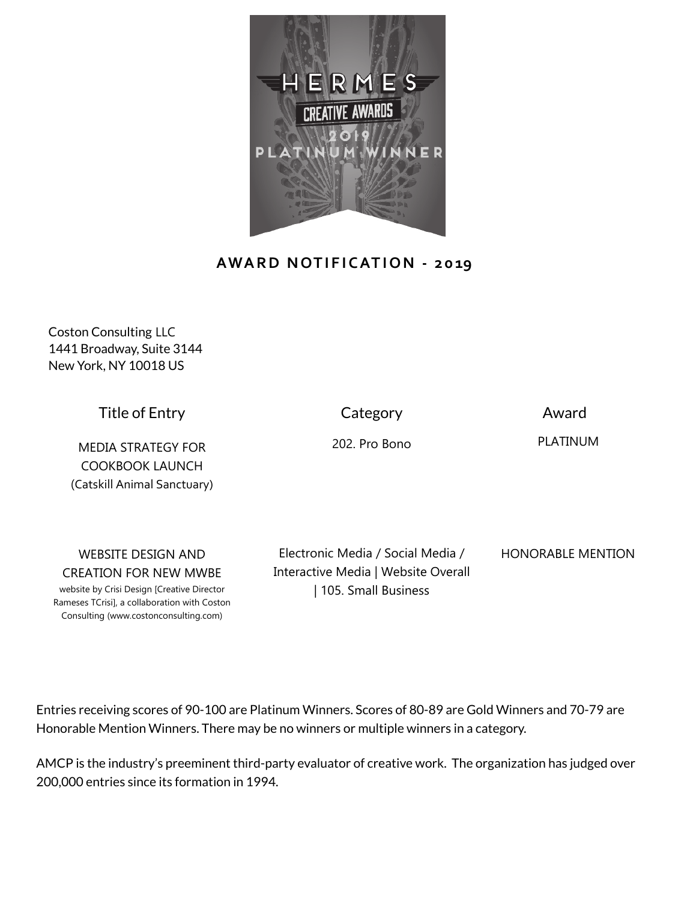HERMES CREATIVE AWARDS 2019 PLATINUM WINNER

## AWARD NOTIFICATION - 2019

Coston Consulting LLC
1441 Broadway, Suite 3144
New York, NY 10018 US

| Title of Entry | Category | Award |
|---|---|---|
| MEDIA STRATEGY FOR COOKBOOK LAUNCH (Catskill Animal Sanctuary) | 202. Pro Bono | PLATINUM |
| WEBSITE DESIGN AND CREATION FOR NEW MWBE website by Crisi Design [Creative Director Rameses TCrisi], a collaboration with Coston Consulting (www.costonconsulting.com) | Electronic Media / Social Media / Interactive Media \| Website Overall \| 105. Small Business | HONORABLE MENTION |

Entries receiving scores of 90-100 are Platinum Winners. Scores of 80-89 are Gold Winners and 70-79 are Honorable Mention Winners. There may be no winners or multiple winners in a category.

AMCP is the industry's preeminent third-party evaluator of creative work. The organization has judged over 200,000 entries since its formation in 1994.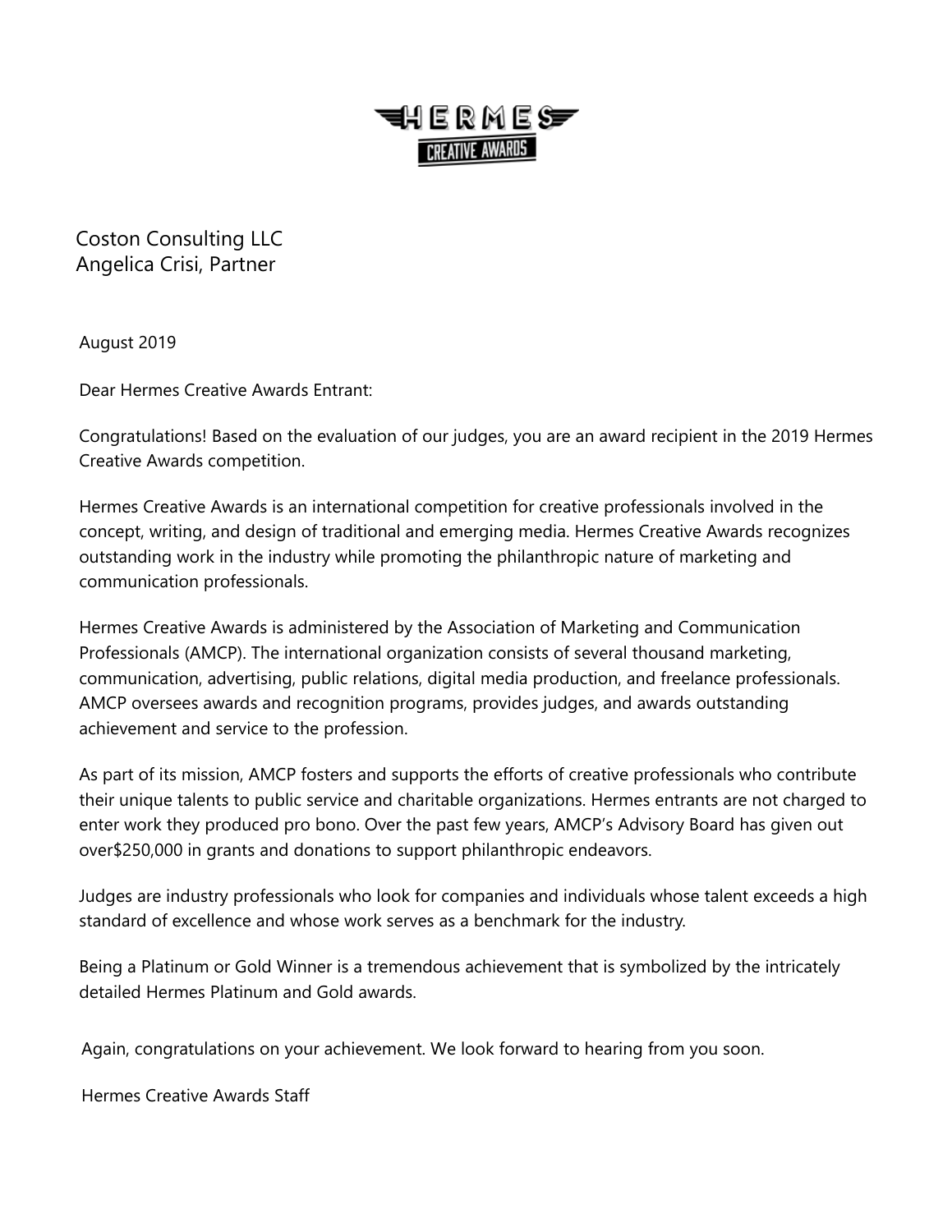HERMES
CREATIVE AWARDS

Coston Consulting LLC
Angelica Crisi, Partner

August 2019

Dear Hermes Creative Awards Entrant:

Congratulations! Based on the evaluation of our judges, you are an award recipient in the 2019 Hermes Creative Awards competition.

Hermes Creative Awards is an international competition for creative professionals involved in the concept, writing, and design of traditional and emerging media. Hermes Creative Awards recognizes outstanding work in the industry while promoting the philanthropic nature of marketing and communication professionals.

Hermes Creative Awards is administered by the Association of Marketing and Communication Professionals (AMCP). The international organization consists of several thousand marketing, communication, advertising, public relations, digital media production, and freelance professionals. AMCP oversees awards and recognition programs, provides judges, and awards outstanding achievement and service to the profession.

As part of its mission, AMCP fosters and supports the efforts of creative professionals who contribute their unique talents to public service and charitable organizations. Hermes entrants are not charged to enter work they produced pro bono. Over the past few years, AMCP's Advisory Board has given out over$250,000 in grants and donations to support philanthropic endeavors.

Judges are industry professionals who look for companies and individuals whose talent exceeds a high standard of excellence and whose work serves as a benchmark for the industry.

Being a Platinum or Gold Winner is a tremendous achievement that is symbolized by the intricately detailed Hermes Platinum and Gold awards.

Again, congratulations on your achievement. We look forward to hearing from you soon.

Hermes Creative Awards Staff